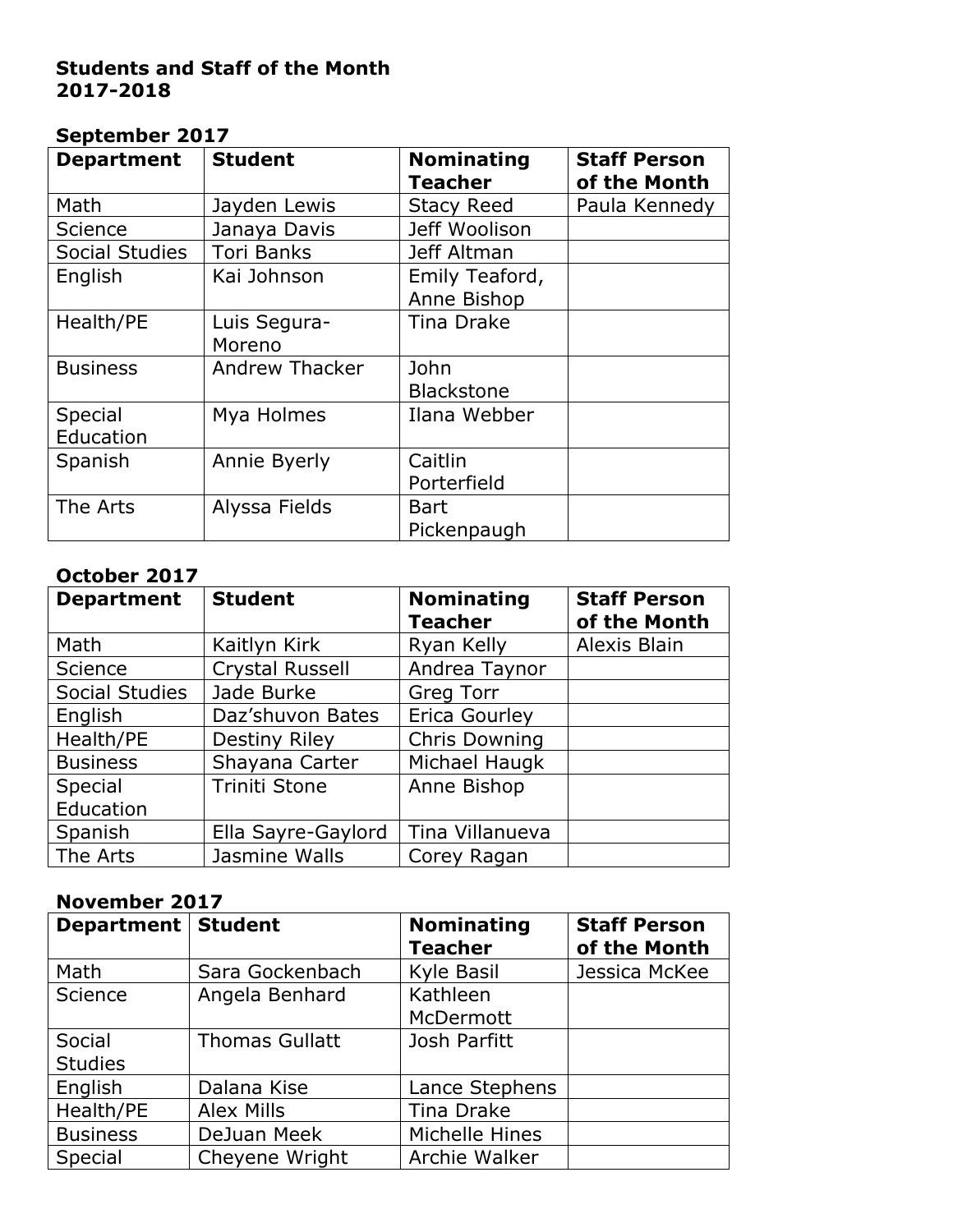**Students and Staff of the Month**
**2017-2018**

**September 2017**

| Department | Student | Nominating Teacher | Staff Person of the Month |
|---|---|---|---|
| Math | Jayden Lewis | Stacy Reed | Paula Kennedy |
| Science | Janaya Davis | Jeff Woolison | |
| Social Studies | Tori Banks | Jeff Altman | |
| English | Kai Johnson | Emily Teaford, Anne Bishop | |
| Health/PE | Luis Segura-Moreno | Tina Drake | |
| Business | Andrew Thacker | John Blackstone | |
| Special Education | Mya Holmes | Ilana Webber | |
| Spanish | Annie Byerly | Caitlin Porterfield | |
| The Arts | Alyssa Fields | Bart Pickenpaugh | |

**October 2017**

| Department | Student | Nominating Teacher | Staff Person of the Month |
|---|---|---|---|
| Math | Kaitlyn Kirk | Ryan Kelly | Alexis Blain |
| Science | Crystal Russell | Andrea Taynor | |
| Social Studies | Jade Burke | Greg Torr | |
| English | Daz'shuvon Bates | Erica Gourley | |
| Health/PE | Destiny Riley | Chris Downing | |
| Business | Shayana Carter | Michael Haugk | |
| Special Education | Triniti Stone | Anne Bishop | |
| Spanish | Ella Sayre-Gaylord | Tina Villanueva | |
| The Arts | Jasmine Walls | Corey Ragan | |

**November 2017**

| Department | Student | Nominating Teacher | Staff Person of the Month |
|---|---|---|---|
| Math | Sara Gockenbach | Kyle Basil | Jessica McKee |
| Science | Angela Benhard | Kathleen McDermott | |
| Social Studies | Thomas Gullatt | Josh Parfitt | |
| English | Dalana Kise | Lance Stephens | |
| Health/PE | Alex Mills | Tina Drake | |
| Business | DeJuan Meek | Michelle Hines | |
| Special | Cheyene Wright | Archie Walker | |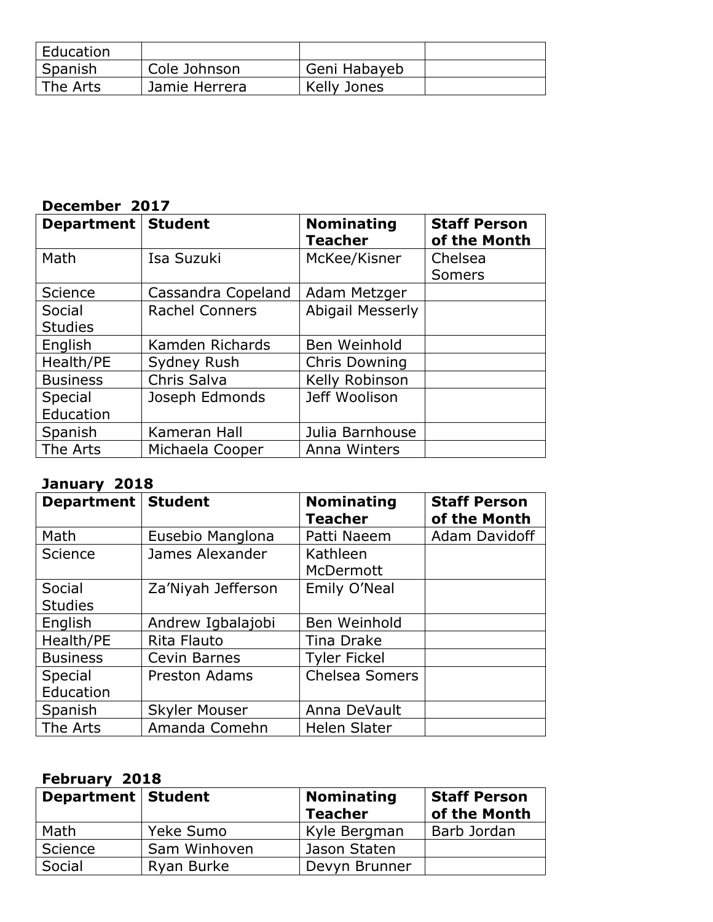| Education | | | |
|---|---|---|---|
| Spanish | Cole Johnson | Geni Habayeb | |
| The Arts | Jamie Herrera | Kelly Jones | |

**December 2017**

| Department | Student | Nominating Teacher | Staff Person of the Month |
|---|---|---|---|
| Math | Isa Suzuki | McKee/Kisner | Chelsea Somers |
| Science | Cassandra Copeland | Adam Metzger | |
| Social Studies | Rachel Conners | Abigail Messerly | |
| English | Kamden Richards | Ben Weinhold | |
| Health/PE | Sydney Rush | Chris Downing | |
| Business | Chris Salva | Kelly Robinson | |
| Special Education | Joseph Edmonds | Jeff Woolison | |
| Spanish | Kameran Hall | Julia Barnhouse | |
| The Arts | Michaela Cooper | Anna Winters | |

**January 2018**

| Department | Student | Nominating Teacher | Staff Person of the Month |
|---|---|---|---|
| Math | Eusebio Manglona | Patti Naeem | Adam Davidoff |
| Science | James Alexander | Kathleen McDermott | |
| Social Studies | Za'Niyah Jefferson | Emily O'Neal | |
| English | Andrew Igbalajobi | Ben Weinhold | |
| Health/PE | Rita Flauto | Tina Drake | |
| Business | Cevin Barnes | Tyler Fickel | |
| Special Education | Preston Adams | Chelsea Somers | |
| Spanish | Skyler Mouser | Anna DeVault | |
| The Arts | Amanda Comehn | Helen Slater | |

**February 2018**

| Department | Student | Nominating Teacher | Staff Person of the Month |
|---|---|---|---|
| Math | Yeke Sumo | Kyle Bergman | Barb Jordan |
| Science | Sam Winhoven | Jason Staten | |
| Social | Ryan Burke | Devyn Brunner | |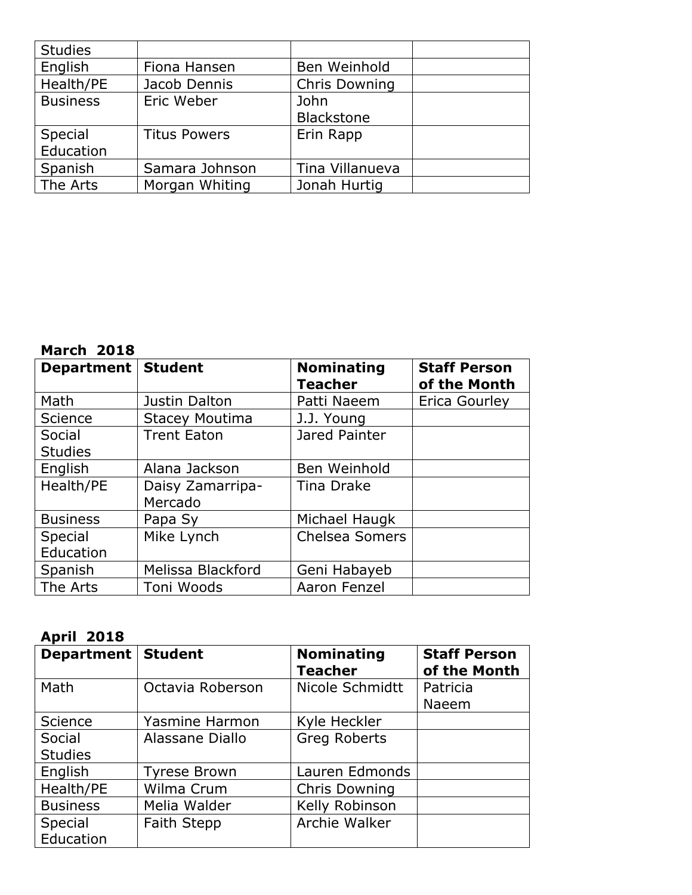| Studies | | | |
|---|---|---|---|
| English | Fiona Hansen | Ben Weinhold | |
| Health/PE | Jacob Dennis | Chris Downing | |
| Business | Eric Weber | John Blackstone | |
| Special Education | Titus Powers | Erin Rapp | |
| Spanish | Samara Johnson | Tina Villanueva | |
| The Arts | Morgan Whiting | Jonah Hurtig | |

**March 2018**

| Department | Student | Nominating Teacher | Staff Person of the Month |
|---|---|---|---|
| Math | Justin Dalton | Patti Naeem | Erica Gourley |
| Science | Stacey Moutima | J.J. Young | |
| Social Studies | Trent Eaton | Jared Painter | |
| English | Alana Jackson | Ben Weinhold | |
| Health/PE | Daisy Zamarripa-Mercado | Tina Drake | |
| Business | Papa Sy | Michael Haugk | |
| Special Education | Mike Lynch | Chelsea Somers | |
| Spanish | Melissa Blackford | Geni Habayeb | |
| The Arts | Toni Woods | Aaron Fenzel | |

**April 2018**

| Department | Student | Nominating Teacher | Staff Person of the Month |
|---|---|---|---|
| Math | Octavia Roberson | Nicole Schmidtt | Patricia Naeem |
| Science | Yasmine Harmon | Kyle Heckler | |
| Social Studies | Alassane Diallo | Greg Roberts | |
| English | Tyrese Brown | Lauren Edmonds | |
| Health/PE | Wilma Crum | Chris Downing | |
| Business | Melia Walder | Kelly Robinson | |
| Special Education | Faith Stepp | Archie Walker | |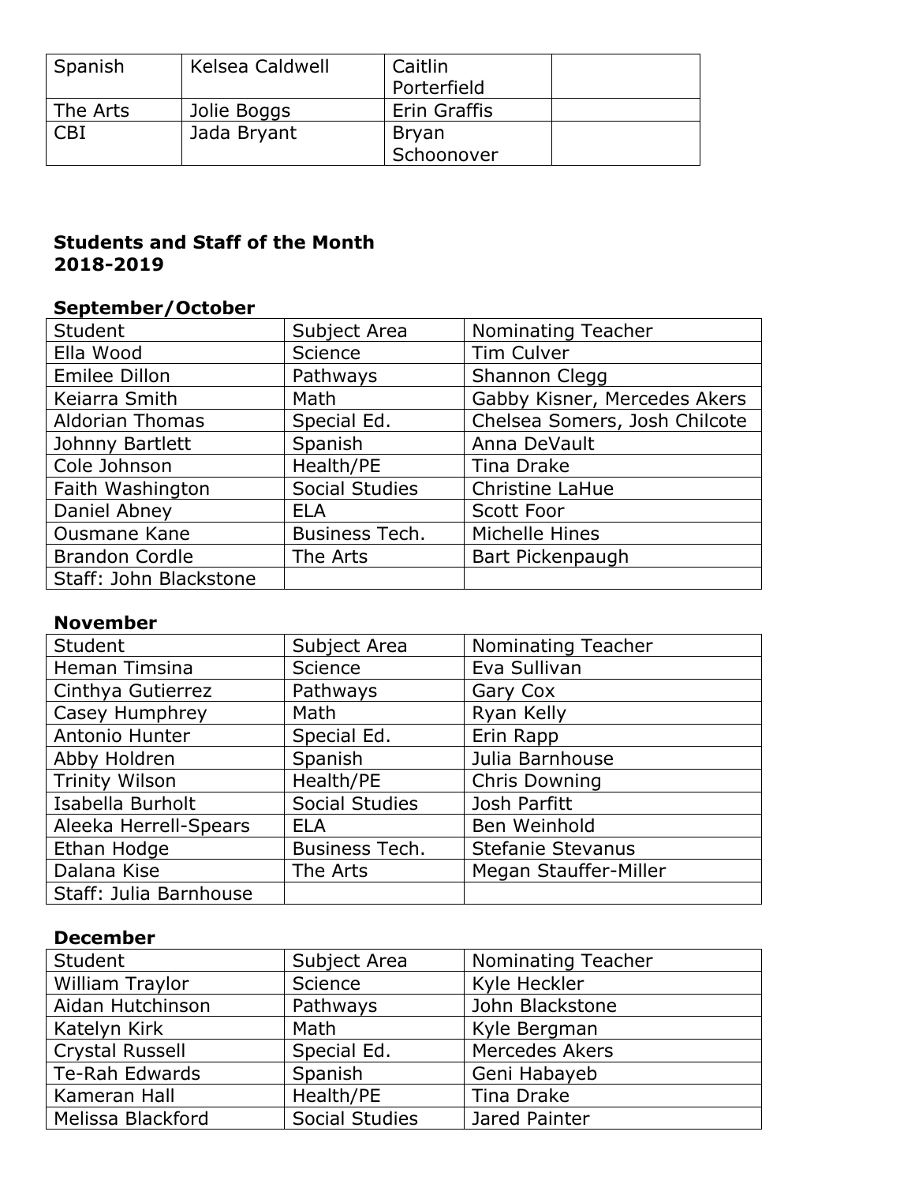| Spanish | Kelsea Caldwell | Caitlin Porterfield | |
|---|---|---|---|
| The Arts | Jolie Boggs | Erin Graffis | |
| CBI | Jada Bryant | Bryan Schoonover | |

**Students and Staff of the Month**
**2018-2019**

**September/October**

| Student | Subject Area | Nominating Teacher |
|---|---|---|
| Ella Wood | Science | Tim Culver |
| Emilee Dillon | Pathways | Shannon Clegg |
| Keiarra Smith | Math | Gabby Kisner, Mercedes Akers |
| Aldorian Thomas | Special Ed. | Chelsea Somers, Josh Chilcote |
| Johnny Bartlett | Spanish | Anna DeVault |
| Cole Johnson | Health/PE | Tina Drake |
| Faith Washington | Social Studies | Christine LaHue |
| Daniel Abney | ELA | Scott Foor |
| Ousmane Kane | Business Tech. | Michelle Hines |
| Brandon Cordle | The Arts | Bart Pickenpaugh |
| Staff: John Blackstone | | |

**November**

| Student | Subject Area | Nominating Teacher |
|---|---|---|
| Heman Timsina | Science | Eva Sullivan |
| Cinthya Gutierrez | Pathways | Gary Cox |
| Casey Humphrey | Math | Ryan Kelly |
| Antonio Hunter | Special Ed. | Erin Rapp |
| Abby Holdren | Spanish | Julia Barnhouse |
| Trinity Wilson | Health/PE | Chris Downing |
| Isabella Burholt | Social Studies | Josh Parfitt |
| Aleeka Herrell-Spears | ELA | Ben Weinhold |
| Ethan Hodge | Business Tech. | Stefanie Stevanus |
| Dalana Kise | The Arts | Megan Stauffer-Miller |
| Staff: Julia Barnhouse | | |

**December**

| Student | Subject Area | Nominating Teacher |
|---|---|---|
| William Traylor | Science | Kyle Heckler |
| Aidan Hutchinson | Pathways | John Blackstone |
| Katelyn Kirk | Math | Kyle Bergman |
| Crystal Russell | Special Ed. | Mercedes Akers |
| Te-Rah Edwards | Spanish | Geni Habayeb |
| Kameran Hall | Health/PE | Tina Drake |
| Melissa Blackford | Social Studies | Jared Painter |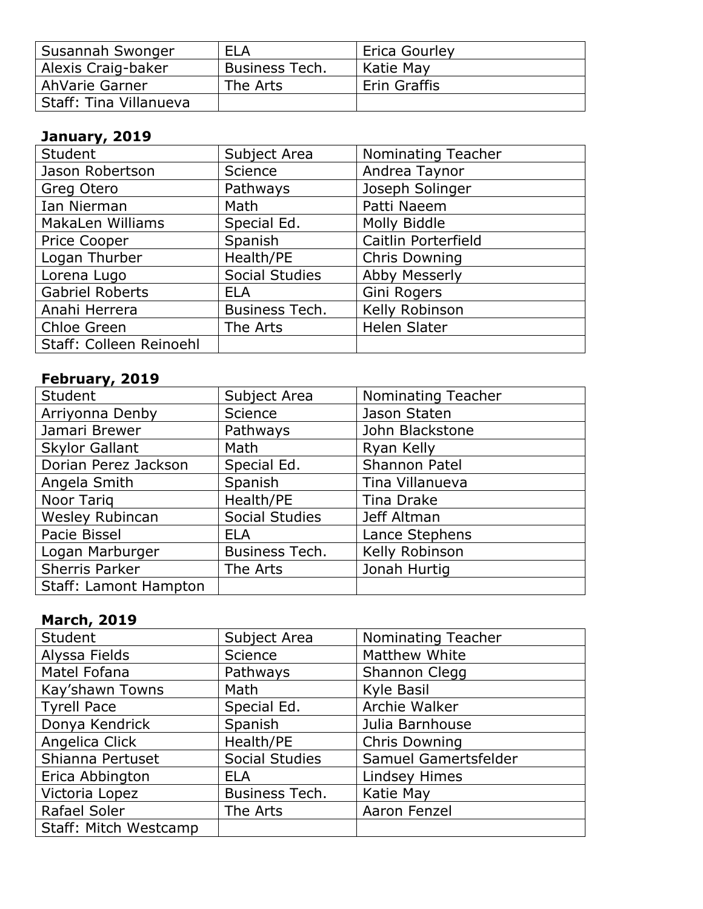| Susannah Swonger | ELA | Erica Gourley |
|---|---|---|
| Alexis Craig-baker | Business Tech. | Katie May |
| AhVarie Garner | The Arts | Erin Graffis |
| Staff: Tina Villanueva | | |

**January, 2019**

| Student | Subject Area | Nominating Teacher |
|---|---|---|
| Jason Robertson | Science | Andrea Taynor |
| Greg Otero | Pathways | Joseph Solinger |
| Ian Nierman | Math | Patti Naeem |
| MakaLen Williams | Special Ed. | Molly Biddle |
| Price Cooper | Spanish | Caitlin Porterfield |
| Logan Thurber | Health/PE | Chris Downing |
| Lorena Lugo | Social Studies | Abby Messerly |
| Gabriel Roberts | ELA | Gini Rogers |
| Anahi Herrera | Business Tech. | Kelly Robinson |
| Chloe Green | The Arts | Helen Slater |
| Staff: Colleen Reinoehl | | |

**February, 2019**

| Student | Subject Area | Nominating Teacher |
|---|---|---|
| Arriyonna Denby | Science | Jason Staten |
| Jamari Brewer | Pathways | John Blackstone |
| Skylor Gallant | Math | Ryan Kelly |
| Dorian Perez Jackson | Special Ed. | Shannon Patel |
| Angela Smith | Spanish | Tina Villanueva |
| Noor Tariq | Health/PE | Tina Drake |
| Wesley Rubincan | Social Studies | Jeff Altman |
| Pacie Bissel | ELA | Lance Stephens |
| Logan Marburger | Business Tech. | Kelly Robinson |
| Sherris Parker | The Arts | Jonah Hurtig |
| Staff: Lamont Hampton | | |

**March, 2019**

| Student | Subject Area | Nominating Teacher |
|---|---|---|
| Alyssa Fields | Science | Matthew White |
| Matel Fofana | Pathways | Shannon Clegg |
| Kay'shawn Towns | Math | Kyle Basil |
| Tyrell Pace | Special Ed. | Archie Walker |
| Donya Kendrick | Spanish | Julia Barnhouse |
| Angelica Click | Health/PE | Chris Downing |
| Shianna Pertuset | Social Studies | Samuel Gamertsfelder |
| Erica Abbington | ELA | Lindsey Himes |
| Victoria Lopez | Business Tech. | Katie May |
| Rafael Soler | The Arts | Aaron Fenzel |
| Staff: Mitch Westcamp | | |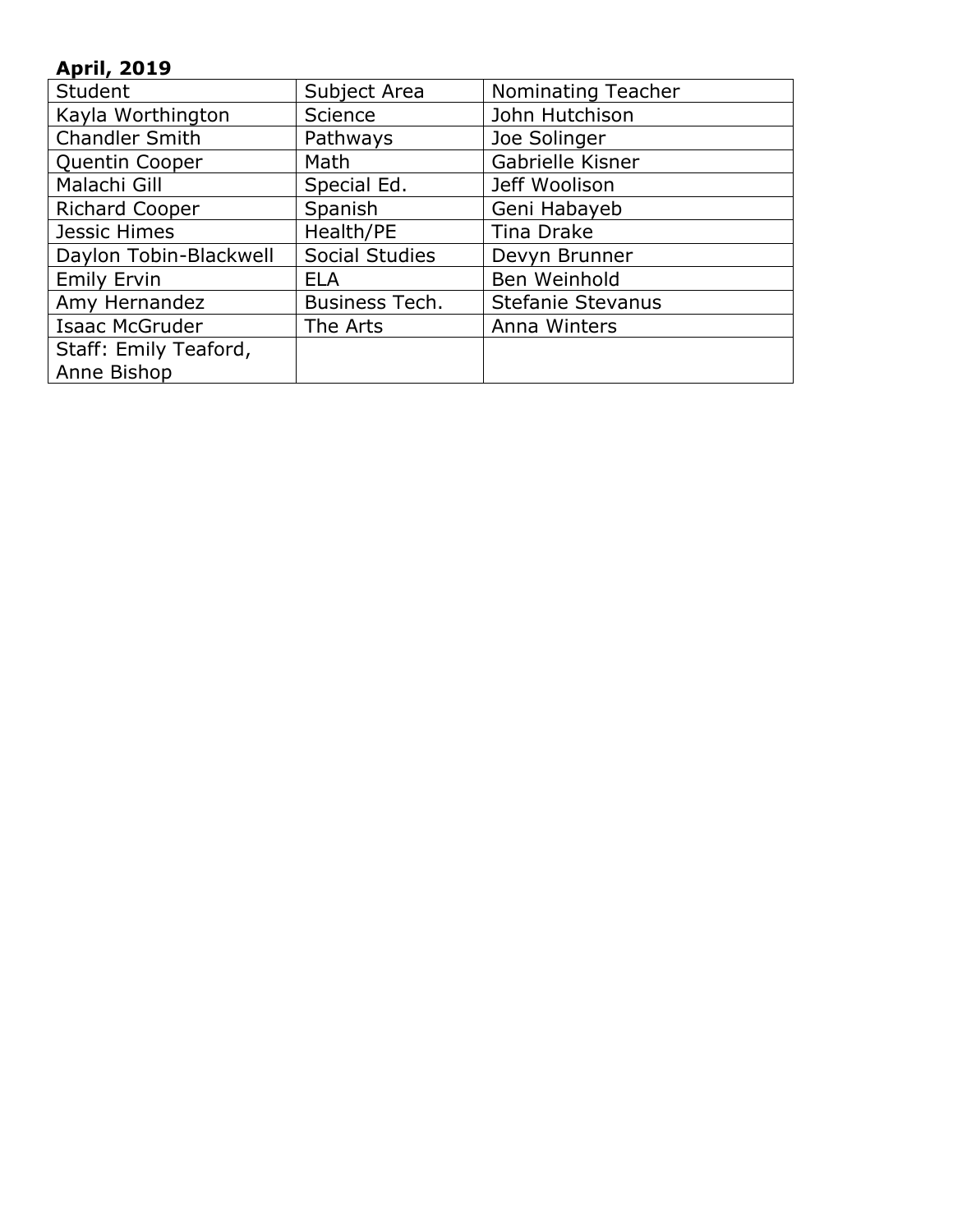**April, 2019**

| Student | Subject Area | Nominating Teacher |
|---|---|---|
| Kayla Worthington | Science | John Hutchison |
| Chandler Smith | Pathways | Joe Solinger |
| Quentin Cooper | Math | Gabrielle Kisner |
| Malachi Gill | Special Ed. | Jeff Woolison |
| Richard Cooper | Spanish | Geni Habayeb |
| Jessic Himes | Health/PE | Tina Drake |
| Daylon Tobin-Blackwell | Social Studies | Devyn Brunner |
| Emily Ervin | ELA | Ben Weinhold |
| Amy Hernandez | Business Tech. | Stefanie Stevanus |
| Isaac McGruder | The Arts | Anna Winters |
| Staff: Emily Teaford, Anne Bishop | | |